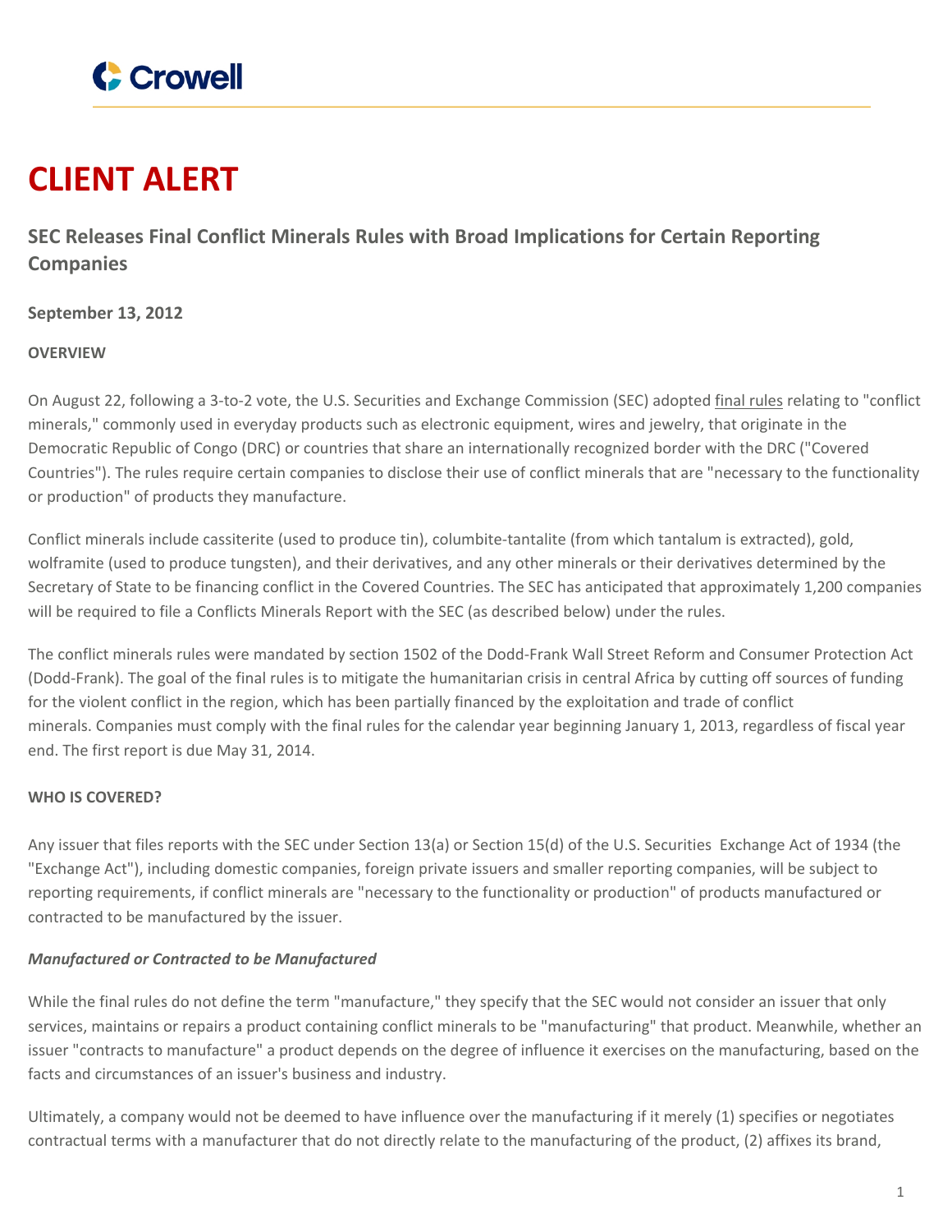# CLIENT ALERT

## SEC Releases Final Conflict Minerals Rules with Broad Implications for Certain Reporting Companies

**September 13, 2012**

**OVERVIEW**

On August 22, following a 3-to-2 vote, the U.S. Securities and Exchange Commission (SEC) adopted final rules relating to "conflict minerals," commonly used in everyday products such as electronic equipment, wires and jewelry, that originate in the Democratic Republic of Congo (DRC) or countries that share an internationally recognized border with the DRC ("Covered Countries"). The rules require certain companies to disclose their use of conflict minerals that are "necessary to the functionality or production" of products they manufacture.

Conflict minerals include cassiterite (used to produce tin), columbite-tantalite (from which tantalum is extracted), gold, wolframite (used to produce tungsten), and their derivatives, and any other minerals or their derivatives determined by the Secretary of State to be financing conflict in the Covered Countries. The SEC has anticipated that approximately 1,200 companies will be required to file a Conflicts Minerals Report with the SEC (as described below) under the rules.

The conflict minerals rules were mandated by section 1502 of the Dodd-Frank Wall Street Reform and Consumer Protection Act (Dodd-Frank). The goal of the final rules is to mitigate the humanitarian crisis in central Africa by cutting off sources of funding for the violent conflict in the region, which has been partially financed by the exploitation and trade of conflict minerals. Companies must comply with the final rules for the calendar year beginning January 1, 2013, regardless of fiscal year end. The first report is due May 31, 2014.

**WHO IS COVERED?**

Any issuer that files reports with the SEC under Section 13(a) or Section 15(d) of the U.S. Securities Exchange Act of 1934 (the "Exchange Act"), including domestic companies, foreign private issuers and smaller reporting companies, will be subject to reporting requirements, if conflict minerals are "necessary to the functionality or production" of products manufactured or contracted to be manufactured by the issuer.

***Manufactured or Contracted to be Manufactured***

While the final rules do not define the term "manufacture," they specify that the SEC would not consider an issuer that only services, maintains or repairs a product containing conflict minerals to be "manufacturing" that product. Meanwhile, whether an issuer "contracts to manufacture" a product depends on the degree of influence it exercises on the manufacturing, based on the facts and circumstances of an issuer's business and industry.

Ultimately, a company would not be deemed to have influence over the manufacturing if it merely (1) specifies or negotiates contractual terms with a manufacturer that do not directly relate to the manufacturing of the product, (2) affixes its brand,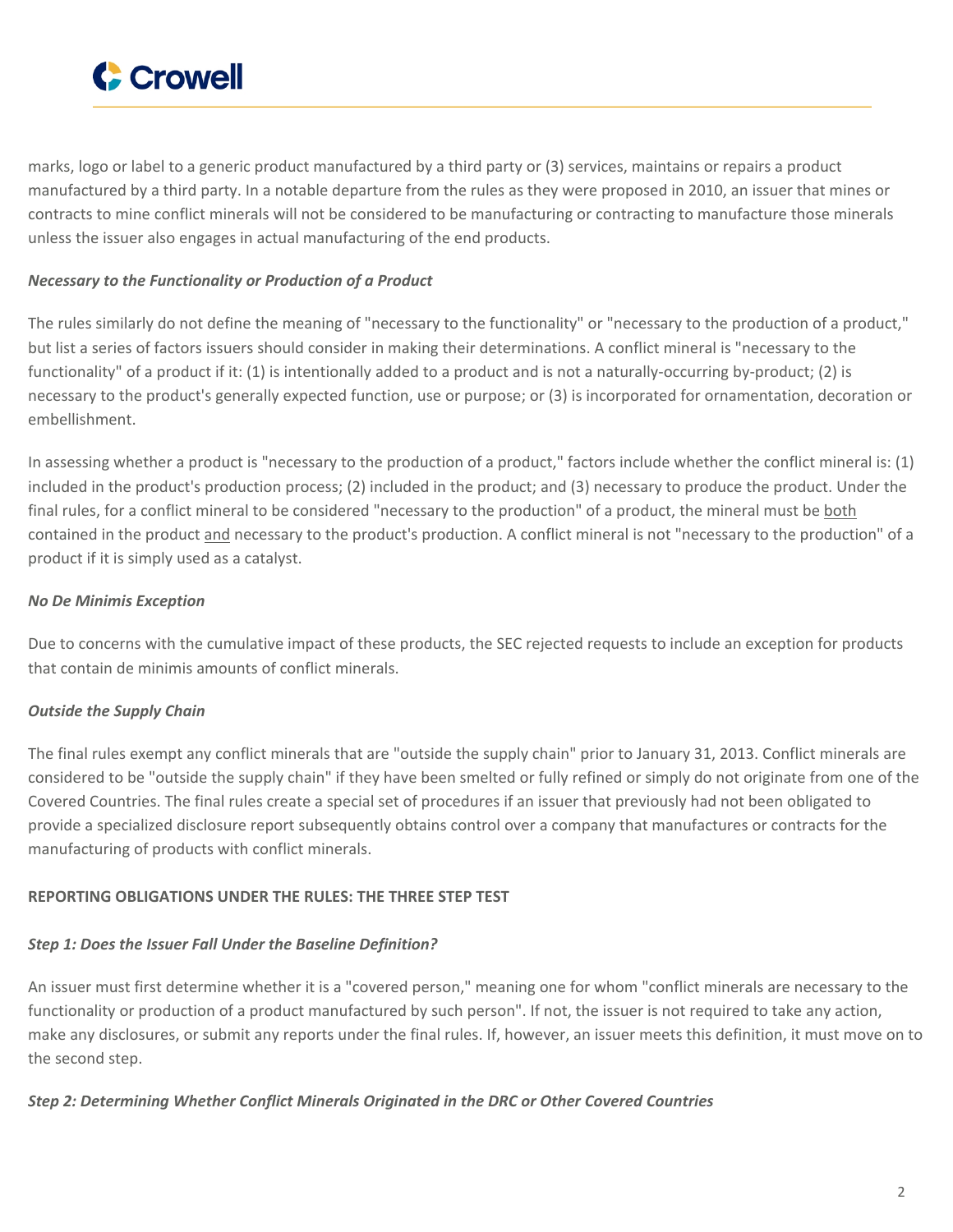marks, logo or label to a generic product manufactured by a third party or (3) services, maintains or repairs a product manufactured by a third party. In a notable departure from the rules as they were proposed in 2010, an issuer that mines or contracts to mine conflict minerals will not be considered to be manufacturing or contracting to manufacture those minerals unless the issuer also engages in actual manufacturing of the end products.

***Necessary to the Functionality or Production of a Product***

The rules similarly do not define the meaning of "necessary to the functionality" or "necessary to the production of a product," but list a series of factors issuers should consider in making their determinations. A conflict mineral is "necessary to the functionality" of a product if it: (1) is intentionally added to a product and is not a naturally-occurring by-product; (2) is necessary to the product's generally expected function, use or purpose; or (3) is incorporated for ornamentation, decoration or embellishment.

In assessing whether a product is "necessary to the production of a product," factors include whether the conflict mineral is: (1) included in the product's production process; (2) included in the product; and (3) necessary to produce the product. Under the final rules, for a conflict mineral to be considered "necessary to the production" of a product, the mineral must be both contained in the product and necessary to the product's production. A conflict mineral is not "necessary to the production" of a product if it is simply used as a catalyst.

***No De Minimis Exception***

Due to concerns with the cumulative impact of these products, the SEC rejected requests to include an exception for products that contain de minimis amounts of conflict minerals.

***Outside the Supply Chain***

The final rules exempt any conflict minerals that are "outside the supply chain" prior to January 31, 2013. Conflict minerals are considered to be "outside the supply chain" if they have been smelted or fully refined or simply do not originate from one of the Covered Countries. The final rules create a special set of procedures if an issuer that previously had not been obligated to provide a specialized disclosure report subsequently obtains control over a company that manufactures or contracts for the manufacturing of products with conflict minerals.

**REPORTING OBLIGATIONS UNDER THE RULES: THE THREE STEP TEST**

***Step 1: Does the Issuer Fall Under the Baseline Definition?***

An issuer must first determine whether it is a "covered person," meaning one for whom "conflict minerals are necessary to the functionality or production of a product manufactured by such person". If not, the issuer is not required to take any action, make any disclosures, or submit any reports under the final rules. If, however, an issuer meets this definition, it must move on to the second step.

***Step 2: Determining Whether Conflict Minerals Originated in the DRC or Other Covered Countries***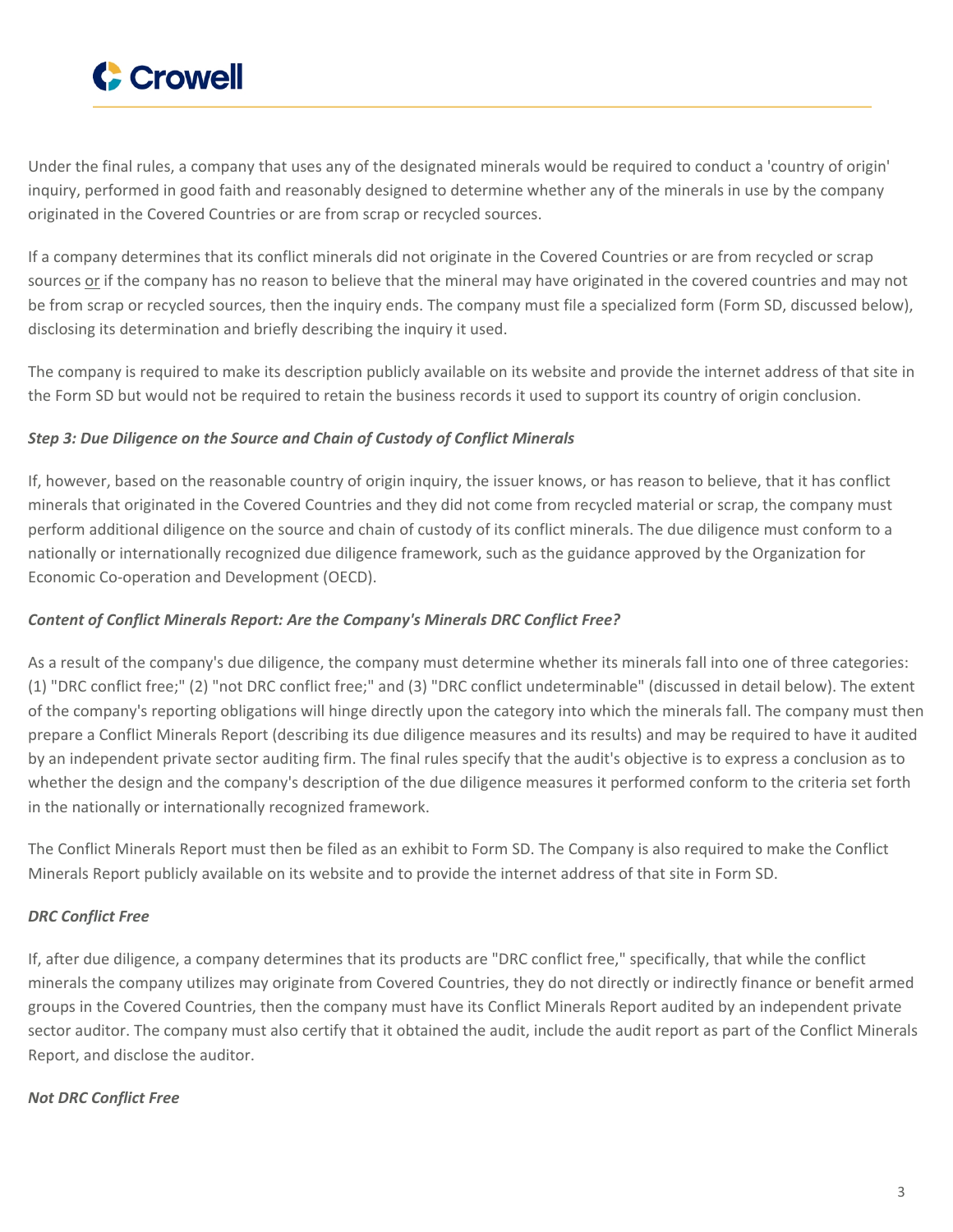Under the final rules, a company that uses any of the designated minerals would be required to conduct a 'country of origin' inquiry, performed in good faith and reasonably designed to determine whether any of the minerals in use by the company originated in the Covered Countries or are from scrap or recycled sources.

If a company determines that its conflict minerals did not originate in the Covered Countries or are from recycled or scrap sources or if the company has no reason to believe that the mineral may have originated in the covered countries and may not be from scrap or recycled sources, then the inquiry ends. The company must file a specialized form (Form SD, discussed below), disclosing its determination and briefly describing the inquiry it used.

The company is required to make its description publicly available on its website and provide the internet address of that site in the Form SD but would not be required to retain the business records it used to support its country of origin conclusion.

***Step 3: Due Diligence on the Source and Chain of Custody of Conflict Minerals***

If, however, based on the reasonable country of origin inquiry, the issuer knows, or has reason to believe, that it has conflict minerals that originated in the Covered Countries and they did not come from recycled material or scrap, the company must perform additional diligence on the source and chain of custody of its conflict minerals. The due diligence must conform to a nationally or internationally recognized due diligence framework, such as the guidance approved by the Organization for Economic Co-operation and Development (OECD).

***Content of Conflict Minerals Report: Are the Company's Minerals DRC Conflict Free?***

As a result of the company's due diligence, the company must determine whether its minerals fall into one of three categories: (1) "DRC conflict free;" (2) "not DRC conflict free;" and (3) "DRC conflict undeterminable" (discussed in detail below). The extent of the company's reporting obligations will hinge directly upon the category into which the minerals fall. The company must then prepare a Conflict Minerals Report (describing its due diligence measures and its results) and may be required to have it audited by an independent private sector auditing firm. The final rules specify that the audit's objective is to express a conclusion as to whether the design and the company's description of the due diligence measures it performed conform to the criteria set forth in the nationally or internationally recognized framework.

The Conflict Minerals Report must then be filed as an exhibit to Form SD. The Company is also required to make the Conflict Minerals Report publicly available on its website and to provide the internet address of that site in Form SD.

***DRC Conflict Free***

If, after due diligence, a company determines that its products are "DRC conflict free," specifically, that while the conflict minerals the company utilizes may originate from Covered Countries, they do not directly or indirectly finance or benefit armed groups in the Covered Countries, then the company must have its Conflict Minerals Report audited by an independent private sector auditor. The company must also certify that it obtained the audit, include the audit report as part of the Conflict Minerals Report, and disclose the auditor.

***Not DRC Conflict Free***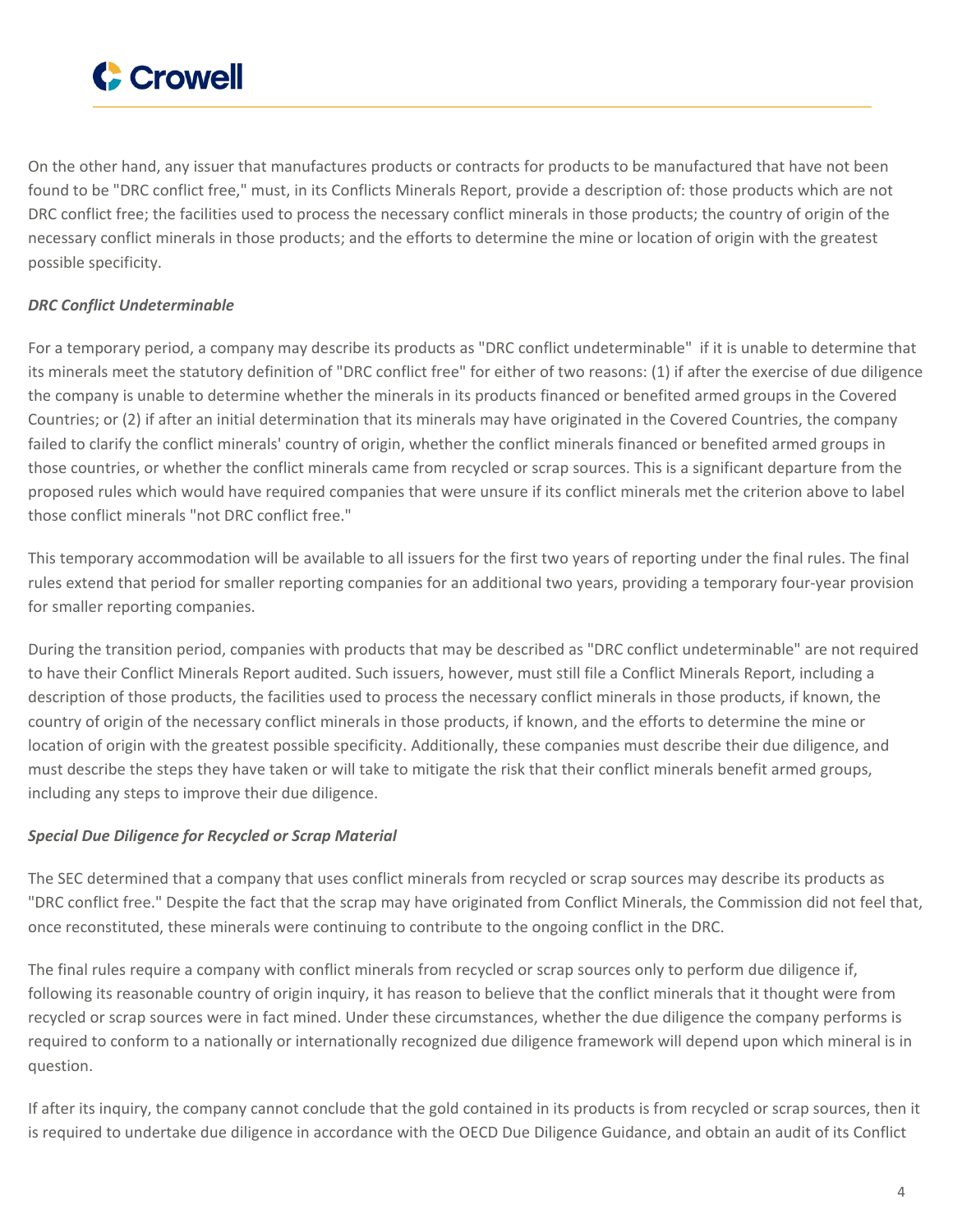On the other hand, any issuer that manufactures products or contracts for products to be manufactured that have not been found to be "DRC conflict free," must, in its Conflicts Minerals Report, provide a description of: those products which are not DRC conflict free; the facilities used to process the necessary conflict minerals in those products; the country of origin of the necessary conflict minerals in those products; and the efforts to determine the mine or location of origin with the greatest possible specificity.

***DRC Conflict Undeterminable***

For a temporary period, a company may describe its products as "DRC conflict undeterminable" if it is unable to determine that its minerals meet the statutory definition of "DRC conflict free" for either of two reasons: (1) if after the exercise of due diligence the company is unable to determine whether the minerals in its products financed or benefited armed groups in the Covered Countries; or (2) if after an initial determination that its minerals may have originated in the Covered Countries, the company failed to clarify the conflict minerals' country of origin, whether the conflict minerals financed or benefited armed groups in those countries, or whether the conflict minerals came from recycled or scrap sources. This is a significant departure from the proposed rules which would have required companies that were unsure if its conflict minerals met the criterion above to label those conflict minerals "not DRC conflict free."

This temporary accommodation will be available to all issuers for the first two years of reporting under the final rules. The final rules extend that period for smaller reporting companies for an additional two years, providing a temporary four-year provision for smaller reporting companies.

During the transition period, companies with products that may be described as "DRC conflict undeterminable" are not required to have their Conflict Minerals Report audited. Such issuers, however, must still file a Conflict Minerals Report, including a description of those products, the facilities used to process the necessary conflict minerals in those products, if known, the country of origin of the necessary conflict minerals in those products, if known, and the efforts to determine the mine or location of origin with the greatest possible specificity. Additionally, these companies must describe their due diligence, and must describe the steps they have taken or will take to mitigate the risk that their conflict minerals benefit armed groups, including any steps to improve their due diligence.

***Special Due Diligence for Recycled or Scrap Material***

The SEC determined that a company that uses conflict minerals from recycled or scrap sources may describe its products as "DRC conflict free." Despite the fact that the scrap may have originated from Conflict Minerals, the Commission did not feel that, once reconstituted, these minerals were continuing to contribute to the ongoing conflict in the DRC.

The final rules require a company with conflict minerals from recycled or scrap sources only to perform due diligence if, following its reasonable country of origin inquiry, it has reason to believe that the conflict minerals that it thought were from recycled or scrap sources were in fact mined. Under these circumstances, whether the due diligence the company performs is required to conform to a nationally or internationally recognized due diligence framework will depend upon which mineral is in question.

If after its inquiry, the company cannot conclude that the gold contained in its products is from recycled or scrap sources, then it is required to undertake due diligence in accordance with the OECD Due Diligence Guidance, and obtain an audit of its Conflict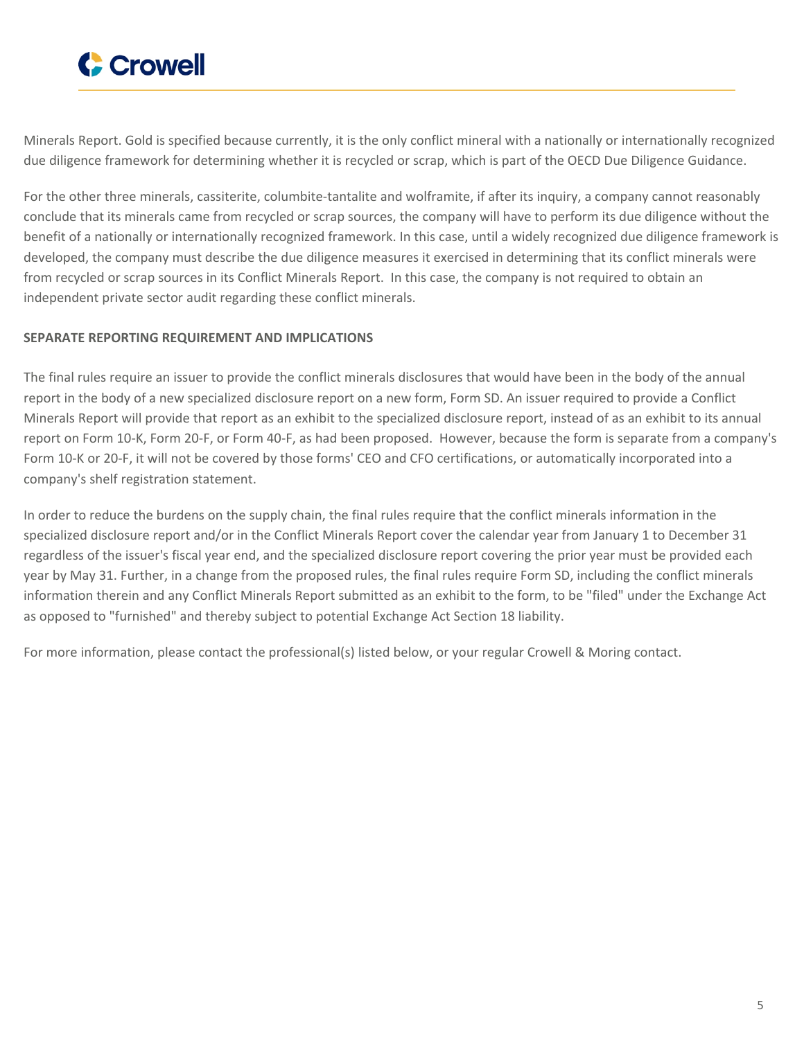Minerals Report. Gold is specified because currently, it is the only conflict mineral with a nationally or internationally recognized due diligence framework for determining whether it is recycled or scrap, which is part of the OECD Due Diligence Guidance.

For the other three minerals, cassiterite, columbite-tantalite and wolframite, if after its inquiry, a company cannot reasonably conclude that its minerals came from recycled or scrap sources, the company will have to perform its due diligence without the benefit of a nationally or internationally recognized framework. In this case, until a widely recognized due diligence framework is developed, the company must describe the due diligence measures it exercised in determining that its conflict minerals were from recycled or scrap sources in its Conflict Minerals Report. In this case, the company is not required to obtain an independent private sector audit regarding these conflict minerals.

**SEPARATE REPORTING REQUIREMENT AND IMPLICATIONS**

The final rules require an issuer to provide the conflict minerals disclosures that would have been in the body of the annual report in the body of a new specialized disclosure report on a new form, Form SD. An issuer required to provide a Conflict Minerals Report will provide that report as an exhibit to the specialized disclosure report, instead of as an exhibit to its annual report on Form 10-K, Form 20-F, or Form 40-F, as had been proposed. However, because the form is separate from a company's Form 10-K or 20-F, it will not be covered by those forms' CEO and CFO certifications, or automatically incorporated into a company's shelf registration statement.

In order to reduce the burdens on the supply chain, the final rules require that the conflict minerals information in the specialized disclosure report and/or in the Conflict Minerals Report cover the calendar year from January 1 to December 31 regardless of the issuer's fiscal year end, and the specialized disclosure report covering the prior year must be provided each year by May 31. Further, in a change from the proposed rules, the final rules require Form SD, including the conflict minerals information therein and any Conflict Minerals Report submitted as an exhibit to the form, to be "filed" under the Exchange Act as opposed to "furnished" and thereby subject to potential Exchange Act Section 18 liability.

For more information, please contact the professional(s) listed below, or your regular Crowell & Moring contact.